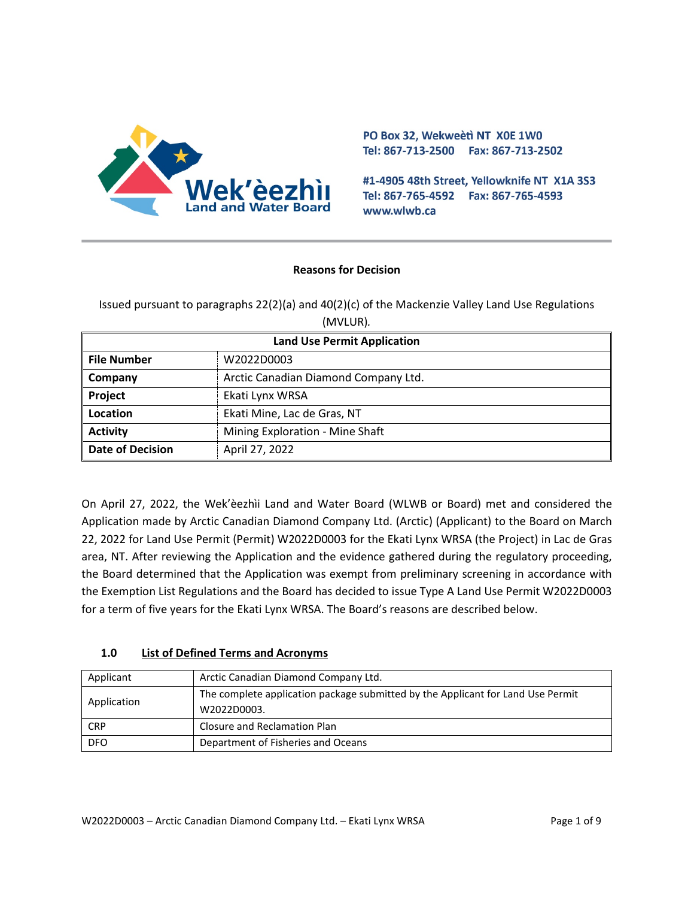PO Box 32, Wekweètì NT X0E 1W0
Tel: 867-713-2500 Fax: 867-713-2502

#1-4905 48th Street, Yellowknife NT X1A 3S3
Tel: 867-765-4592 Fax: 867-765-4593
www.wlwb.ca

**Reasons for Decision**

Issued pursuant to paragraphs 22(2)(a) and 40(2)(c) of the Mackenzie Valley Land Use Regulations (MVLUR).

| Land Use Permit Application | |
|---|---|
| **File Number** | W2022D0003 |
| **Company** | Arctic Canadian Diamond Company Ltd. |
| **Project** | Ekati Lynx WRSA |
| **Location** | Ekati Mine, Lac de Gras, NT |
| **Activity** | Mining Exploration - Mine Shaft |
| **Date of Decision** | April 27, 2022 |

On April 27, 2022, the Wek'èezhìi Land and Water Board (WLWB or Board) met and considered the Application made by Arctic Canadian Diamond Company Ltd. (Arctic) (Applicant) to the Board on March 22, 2022 for Land Use Permit (Permit) W2022D0003 for the Ekati Lynx WRSA (the Project) in Lac de Gras area, NT. After reviewing the Application and the evidence gathered during the regulatory proceeding, the Board determined that the Application was exempt from preliminary screening in accordance with the Exemption List Regulations and the Board has decided to issue Type A Land Use Permit W2022D0003 for a term of five years for the Ekati Lynx WRSA. The Board's reasons are described below.

## 1.0 List of Defined Terms and Acronyms

| Term | Definition |
|---|---|
| Applicant | Arctic Canadian Diamond Company Ltd. |
| Application | The complete application package submitted by the Applicant for Land Use Permit W2022D0003. |
| CRP | Closure and Reclamation Plan |
| DFO | Department of Fisheries and Oceans |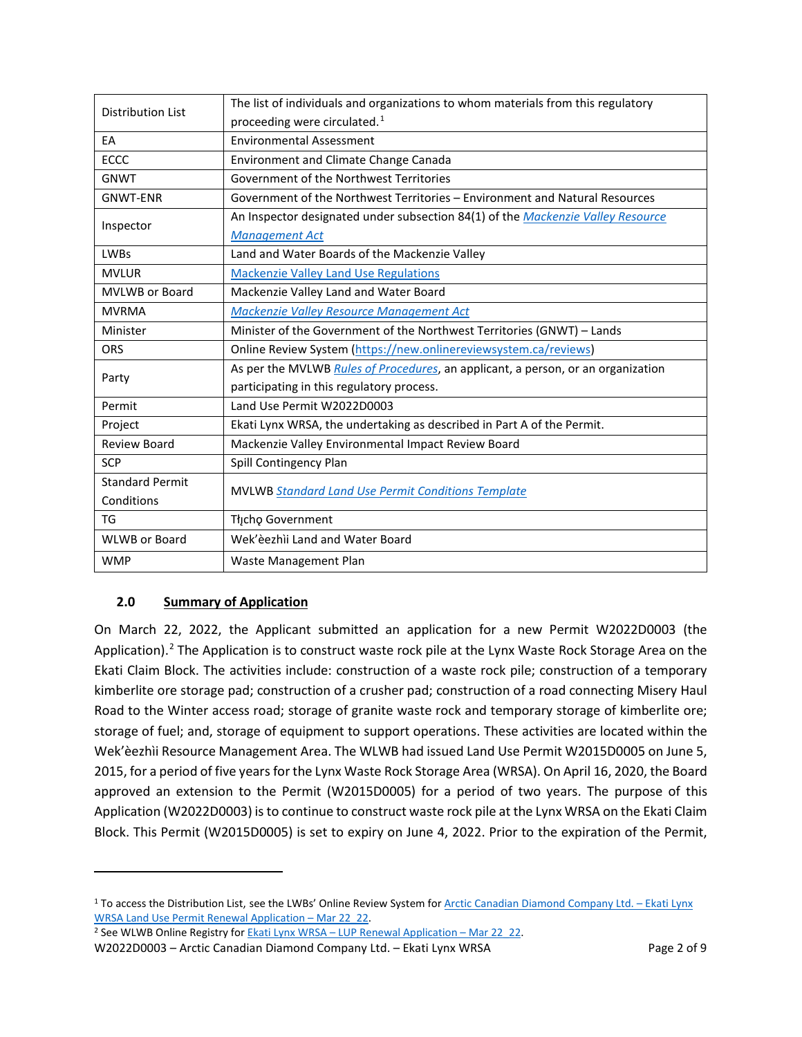| | |
|---|---|
| Distribution List | The list of individuals and organizations to whom materials from this regulatory proceeding were circulated.[1] |
| EA | Environmental Assessment |
| ECCC | Environment and Climate Change Canada |
| GNWT | Government of the Northwest Territories |
| GNWT-ENR | Government of the Northwest Territories – Environment and Natural Resources |
| Inspector | An Inspector designated under subsection 84(1) of the *Mackenzie Valley Resource Management Act* |
| LWBs | Land and Water Boards of the Mackenzie Valley |
| MVLUR | Mackenzie Valley Land Use Regulations |
| MVLWB or Board | Mackenzie Valley Land and Water Board |
| MVRMA | *Mackenzie Valley Resource Management Act* |
| Minister | Minister of the Government of the Northwest Territories (GNWT) – Lands |
| ORS | Online Review System (https://new.onlinereviewsystem.ca/reviews) |
| Party | As per the MVLWB *Rules of Procedures*, an applicant, a person, or an organization participating in this regulatory process. |
| Permit | Land Use Permit W2022D0003 |
| Project | Ekati Lynx WRSA, the undertaking as described in Part A of the Permit. |
| Review Board | Mackenzie Valley Environmental Impact Review Board |
| SCP | Spill Contingency Plan |
| Standard Permit Conditions | MVLWB *Standard Land Use Permit Conditions Template* |
| TG | Tłı̨chǫ Government |
| WLWB or Board | Wek'èezhìi Land and Water Board |
| WMP | Waste Management Plan |

## 2.0 Summary of Application

On March 22, 2022, the Applicant submitted an application for a new Permit W2022D0003 (the Application).[2] The Application is to construct waste rock pile at the Lynx Waste Rock Storage Area on the Ekati Claim Block. The activities include: construction of a waste rock pile; construction of a temporary kimberlite ore storage pad; construction of a crusher pad; construction of a road connecting Misery Haul Road to the Winter access road; storage of granite waste rock and temporary storage of kimberlite ore; storage of fuel; and, storage of equipment to support operations. These activities are located within the Wek'èezhìi Resource Management Area. The WLWB had issued Land Use Permit W2015D0005 on June 5, 2015, for a period of five years for the Lynx Waste Rock Storage Area (WRSA). On April 16, 2020, the Board approved an extension to the Permit (W2015D0005) for a period of two years. The purpose of this Application (W2022D0003) is to continue to construct waste rock pile at the Lynx WRSA on the Ekati Claim Block. This Permit (W2015D0005) is set to expiry on June 4, 2022. Prior to the expiration of the Permit,

---

[1] To access the Distribution List, see the LWBs' Online Review System for Arctic Canadian Diamond Company Ltd. – Ekati Lynx WRSA Land Use Permit Renewal Application – Mar 22_22.

[2] See WLWB Online Registry for Ekati Lynx WRSA – LUP Renewal Application – Mar 22_22.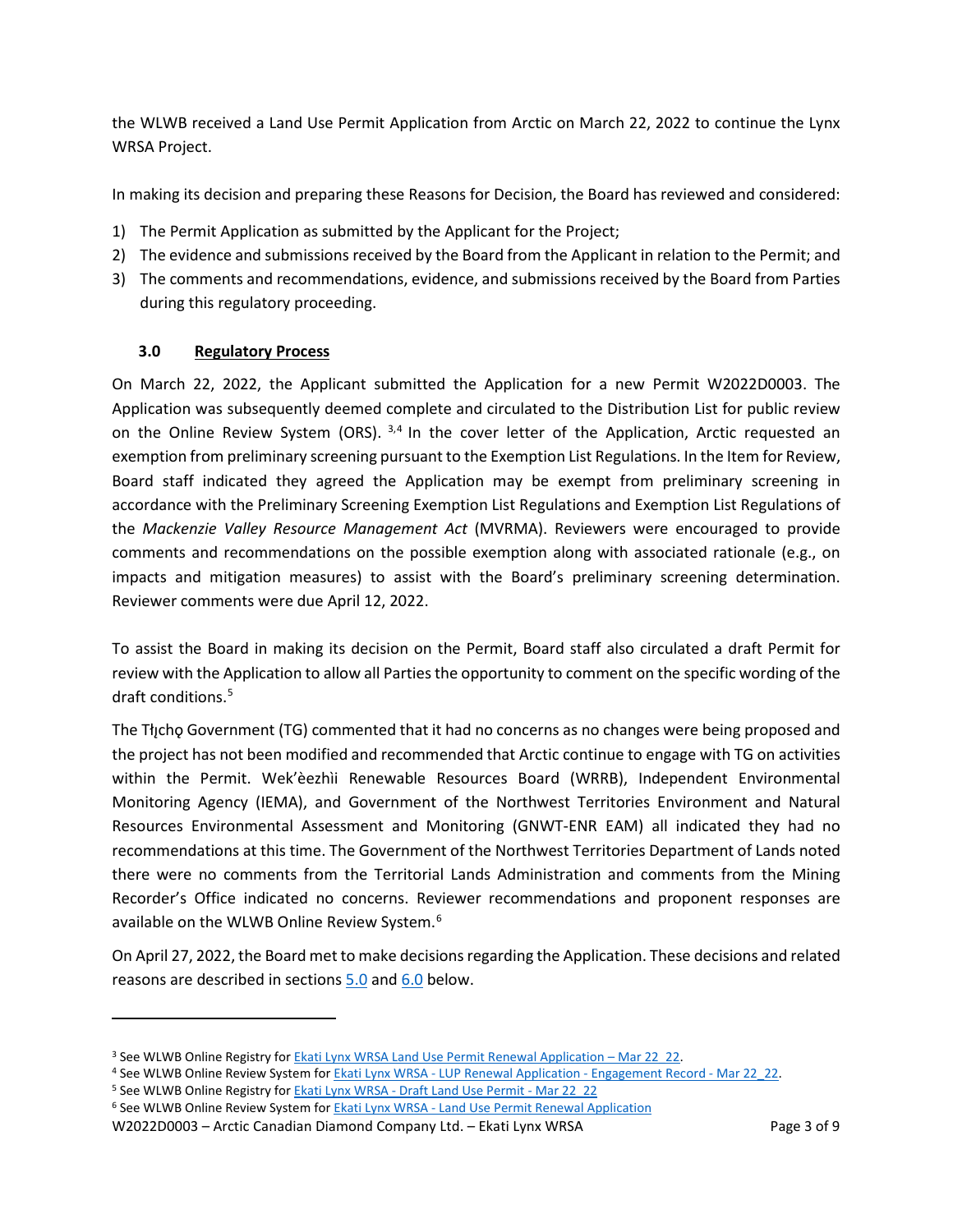the WLWB received a Land Use Permit Application from Arctic on March 22, 2022 to continue the Lynx WRSA Project.

In making its decision and preparing these Reasons for Decision, the Board has reviewed and considered:

1) The Permit Application as submitted by the Applicant for the Project;
2) The evidence and submissions received by the Board from the Applicant in relation to the Permit; and
3) The comments and recommendations, evidence, and submissions received by the Board from Parties during this regulatory proceeding.

## 3.0 Regulatory Process

On March 22, 2022, the Applicant submitted the Application for a new Permit W2022D0003. The Application was subsequently deemed complete and circulated to the Distribution List for public review on the Online Review System (ORS). [3,4] In the cover letter of the Application, Arctic requested an exemption from preliminary screening pursuant to the Exemption List Regulations. In the Item for Review, Board staff indicated they agreed the Application may be exempt from preliminary screening in accordance with the Preliminary Screening Exemption List Regulations and Exemption List Regulations of the *Mackenzie Valley Resource Management Act* (MVRMA). Reviewers were encouraged to provide comments and recommendations on the possible exemption along with associated rationale (e.g., on impacts and mitigation measures) to assist with the Board's preliminary screening determination. Reviewer comments were due April 12, 2022.

To assist the Board in making its decision on the Permit, Board staff also circulated a draft Permit for review with the Application to allow all Parties the opportunity to comment on the specific wording of the draft conditions.[5]

The Tłı̨chǫ Government (TG) commented that it had no concerns as no changes were being proposed and the project has not been modified and recommended that Arctic continue to engage with TG on activities within the Permit. Wek'èezhìi Renewable Resources Board (WRRB), Independent Environmental Monitoring Agency (IEMA), and Government of the Northwest Territories Environment and Natural Resources Environmental Assessment and Monitoring (GNWT-ENR EAM) all indicated they had no recommendations at this time. The Government of the Northwest Territories Department of Lands noted there were no comments from the Territorial Lands Administration and comments from the Mining Recorder's Office indicated no concerns. Reviewer recommendations and proponent responses are available on the WLWB Online Review System.[6]

On April 27, 2022, the Board met to make decisions regarding the Application. These decisions and related reasons are described in sections 5.0 and 6.0 below.

---

[3] See WLWB Online Registry for Ekati Lynx WRSA Land Use Permit Renewal Application – Mar 22_22.

[4] See WLWB Online Review System for Ekati Lynx WRSA - LUP Renewal Application - Engagement Record - Mar 22_22.

[5] See WLWB Online Registry for Ekati Lynx WRSA - Draft Land Use Permit - Mar 22_22

[6] See WLWB Online Review System for Ekati Lynx WRSA - Land Use Permit Renewal Application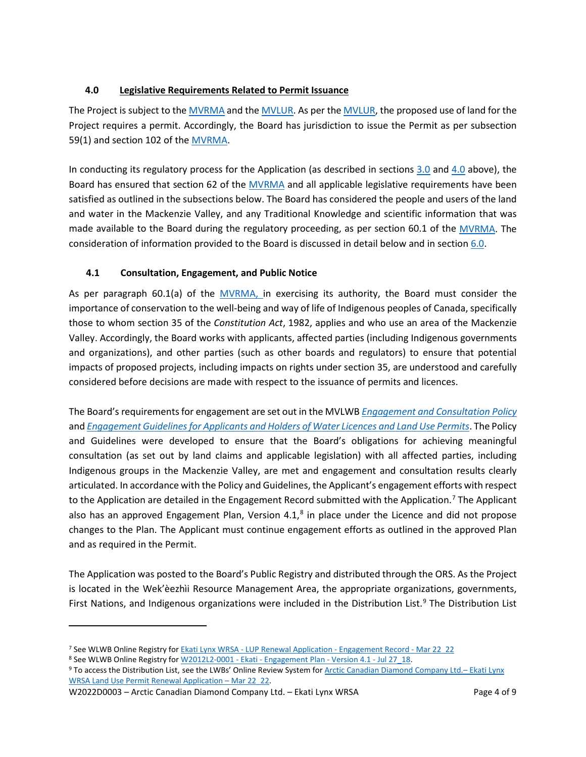## 4.0 Legislative Requirements Related to Permit Issuance

The Project is subject to the MVRMA and the MVLUR. As per the MVLUR, the proposed use of land for the Project requires a permit. Accordingly, the Board has jurisdiction to issue the Permit as per subsection 59(1) and section 102 of the MVRMA.

In conducting its regulatory process for the Application (as described in sections 3.0 and 4.0 above), the Board has ensured that section 62 of the MVRMA and all applicable legislative requirements have been satisfied as outlined in the subsections below. The Board has considered the people and users of the land and water in the Mackenzie Valley, and any Traditional Knowledge and scientific information that was made available to the Board during the regulatory proceeding, as per section 60.1 of the MVRMA. The consideration of information provided to the Board is discussed in detail below and in section 6.0.

### 4.1 Consultation, Engagement, and Public Notice

As per paragraph 60.1(a) of the MVRMA, in exercising its authority, the Board must consider the importance of conservation to the well-being and way of life of Indigenous peoples of Canada, specifically those to whom section 35 of the *Constitution Act*, 1982, applies and who use an area of the Mackenzie Valley. Accordingly, the Board works with applicants, affected parties (including Indigenous governments and organizations), and other parties (such as other boards and regulators) to ensure that potential impacts of proposed projects, including impacts on rights under section 35, are understood and carefully considered before decisions are made with respect to the issuance of permits and licences.

The Board's requirements for engagement are set out in the MVLWB *Engagement and Consultation Policy* and *Engagement Guidelines for Applicants and Holders of Water Licences and Land Use Permits*. The Policy and Guidelines were developed to ensure that the Board's obligations for achieving meaningful consultation (as set out by land claims and applicable legislation) with all affected parties, including Indigenous groups in the Mackenzie Valley, are met and engagement and consultation results clearly articulated. In accordance with the Policy and Guidelines, the Applicant's engagement efforts with respect to the Application are detailed in the Engagement Record submitted with the Application.[7] The Applicant also has an approved Engagement Plan, Version 4.1,[8] in place under the Licence and did not propose changes to the Plan. The Applicant must continue engagement efforts as outlined in the approved Plan and as required in the Permit.

The Application was posted to the Board's Public Registry and distributed through the ORS. As the Project is located in the Wek'èezhìi Resource Management Area, the appropriate organizations, governments, First Nations, and Indigenous organizations were included in the Distribution List.[9] The Distribution List

---

[7] See WLWB Online Registry for Ekati Lynx WRSA - LUP Renewal Application - Engagement Record - Mar 22_22

[8] See WLWB Online Registry for W2012L2-0001 - Ekati - Engagement Plan - Version 4.1 - Jul 27_18.

[9] To access the Distribution List, see the LWBs' Online Review System for Arctic Canadian Diamond Company Ltd.– Ekati Lynx WRSA Land Use Permit Renewal Application – Mar 22_22.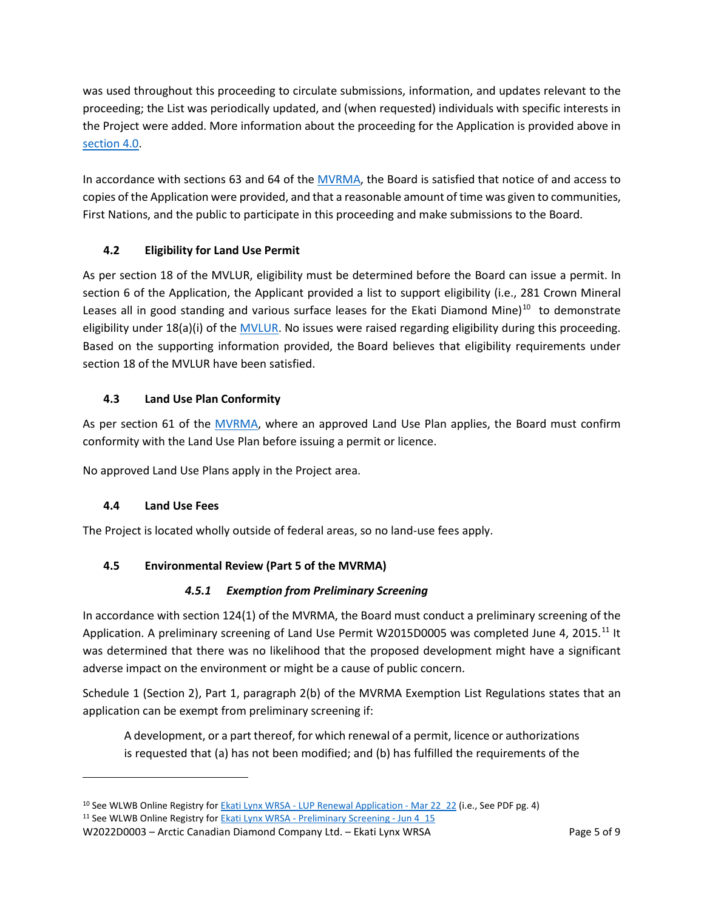was used throughout this proceeding to circulate submissions, information, and updates relevant to the proceeding; the List was periodically updated, and (when requested) individuals with specific interests in the Project were added. More information about the proceeding for the Application is provided above in section 4.0.

In accordance with sections 63 and 64 of the MVRMA, the Board is satisfied that notice of and access to copies of the Application were provided, and that a reasonable amount of time was given to communities, First Nations, and the public to participate in this proceeding and make submissions to the Board.

### 4.2 Eligibility for Land Use Permit

As per section 18 of the MVLUR, eligibility must be determined before the Board can issue a permit. In section 6 of the Application, the Applicant provided a list to support eligibility (i.e., 281 Crown Mineral Leases all in good standing and various surface leases for the Ekati Diamond Mine)[10] to demonstrate eligibility under 18(a)(i) of the MVLUR. No issues were raised regarding eligibility during this proceeding. Based on the supporting information provided, the Board believes that eligibility requirements under section 18 of the MVLUR have been satisfied.

### 4.3 Land Use Plan Conformity

As per section 61 of the MVRMA, where an approved Land Use Plan applies, the Board must confirm conformity with the Land Use Plan before issuing a permit or licence.

No approved Land Use Plans apply in the Project area.

### 4.4 Land Use Fees

The Project is located wholly outside of federal areas, so no land-use fees apply.

### 4.5 Environmental Review (Part 5 of the MVRMA)

#### *4.5.1 Exemption from Preliminary Screening*

In accordance with section 124(1) of the MVRMA, the Board must conduct a preliminary screening of the Application. A preliminary screening of Land Use Permit W2015D0005 was completed June 4, 2015.[11] It was determined that there was no likelihood that the proposed development might have a significant adverse impact on the environment or might be a cause of public concern.

Schedule 1 (Section 2), Part 1, paragraph 2(b) of the MVRMA Exemption List Regulations states that an application can be exempt from preliminary screening if:

> A development, or a part thereof, for which renewal of a permit, licence or authorizations is requested that (a) has not been modified; and (b) has fulfilled the requirements of the

---

[10] See WLWB Online Registry for Ekati Lynx WRSA - LUP Renewal Application - Mar 22_22 (i.e., See PDF pg. 4)

[11] See WLWB Online Registry for Ekati Lynx WRSA - Preliminary Screening - Jun 4_15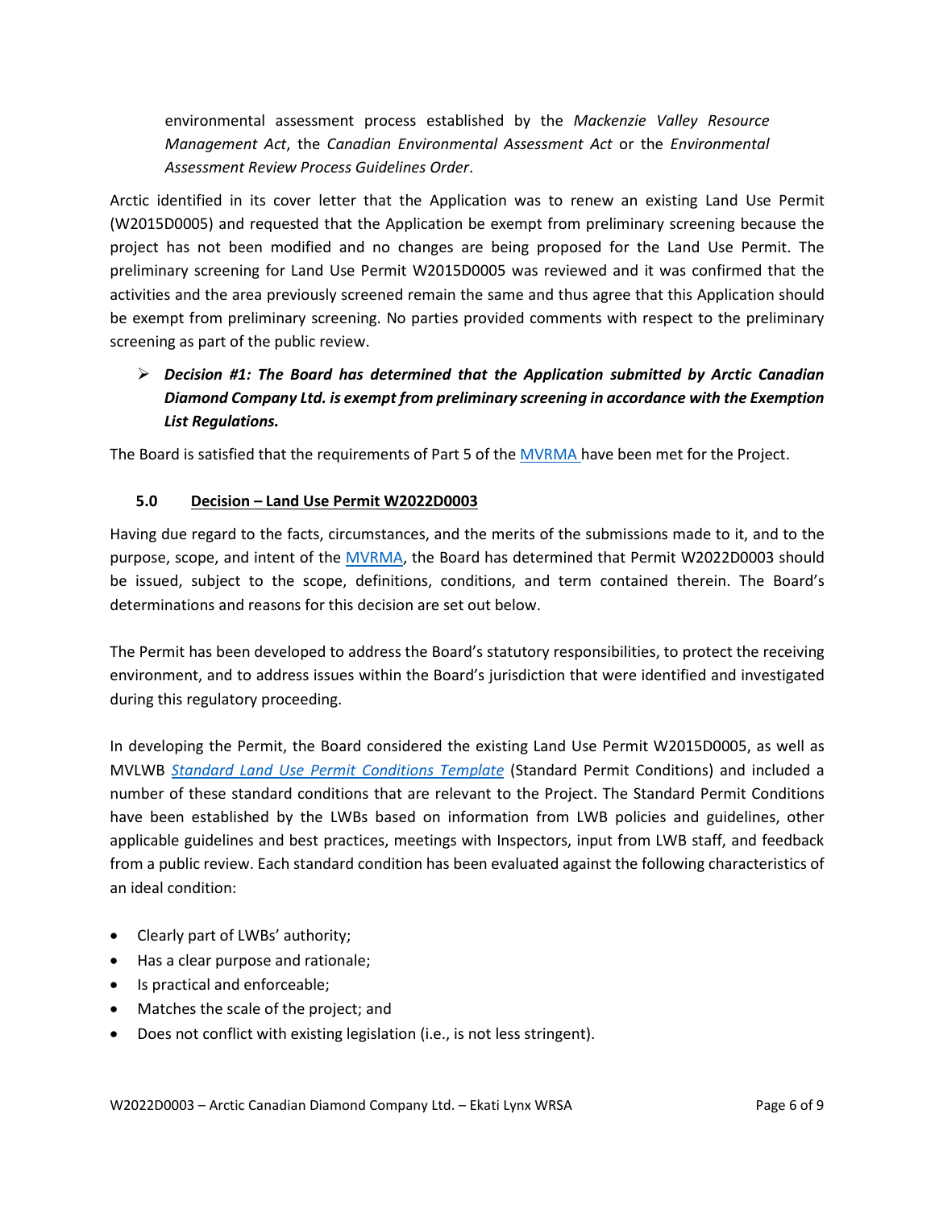environmental assessment process established by the *Mackenzie Valley Resource Management Act*, the *Canadian Environmental Assessment Act* or the *Environmental Assessment Review Process Guidelines Order*.

Arctic identified in its cover letter that the Application was to renew an existing Land Use Permit (W2015D0005) and requested that the Application be exempt from preliminary screening because the project has not been modified and no changes are being proposed for the Land Use Permit. The preliminary screening for Land Use Permit W2015D0005 was reviewed and it was confirmed that the activities and the area previously screened remain the same and thus agree that this Application should be exempt from preliminary screening. No parties provided comments with respect to the preliminary screening as part of the public review.

- ***Decision #1: The Board has determined that the Application submitted by Arctic Canadian Diamond Company Ltd. is exempt from preliminary screening in accordance with the Exemption List Regulations.***

The Board is satisfied that the requirements of Part 5 of the MVRMA have been met for the Project.

## 5.0 Decision – Land Use Permit W2022D0003

Having due regard to the facts, circumstances, and the merits of the submissions made to it, and to the purpose, scope, and intent of the MVRMA, the Board has determined that Permit W2022D0003 should be issued, subject to the scope, definitions, conditions, and term contained therein. The Board's determinations and reasons for this decision are set out below.

The Permit has been developed to address the Board's statutory responsibilities, to protect the receiving environment, and to address issues within the Board's jurisdiction that were identified and investigated during this regulatory proceeding.

In developing the Permit, the Board considered the existing Land Use Permit W2015D0005, as well as MVLWB *Standard Land Use Permit Conditions Template* (Standard Permit Conditions) and included a number of these standard conditions that are relevant to the Project. The Standard Permit Conditions have been established by the LWBs based on information from LWB policies and guidelines, other applicable guidelines and best practices, meetings with Inspectors, input from LWB staff, and feedback from a public review. Each standard condition has been evaluated against the following characteristics of an ideal condition:

- Clearly part of LWBs' authority;
- Has a clear purpose and rationale;
- Is practical and enforceable;
- Matches the scale of the project; and
- Does not conflict with existing legislation (i.e., is not less stringent).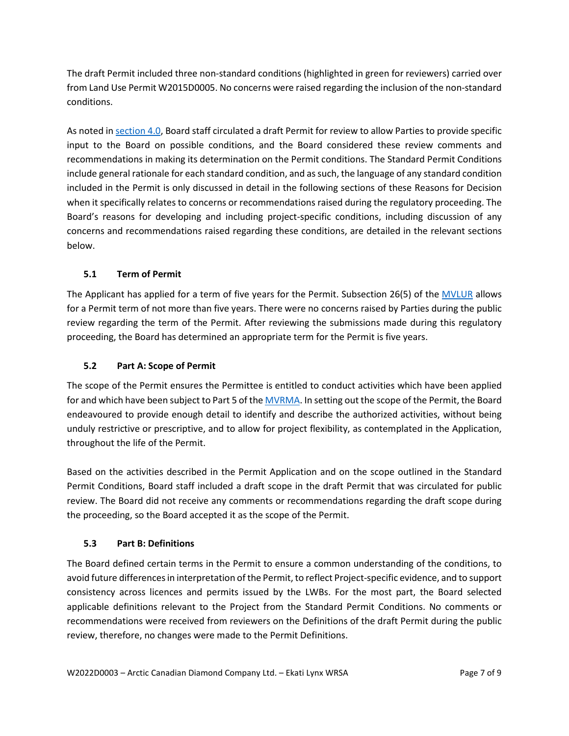The draft Permit included three non-standard conditions (highlighted in green for reviewers) carried over from Land Use Permit W2015D0005. No concerns were raised regarding the inclusion of the non-standard conditions.

As noted in [section 4.0](#), Board staff circulated a draft Permit for review to allow Parties to provide specific input to the Board on possible conditions, and the Board considered these review comments and recommendations in making its determination on the Permit conditions. The Standard Permit Conditions include general rationale for each standard condition, and as such, the language of any standard condition included in the Permit is only discussed in detail in the following sections of these Reasons for Decision when it specifically relates to concerns or recommendations raised during the regulatory proceeding. The Board's reasons for developing and including project-specific conditions, including discussion of any concerns and recommendations raised regarding these conditions, are detailed in the relevant sections below.

### 5.1 Term of Permit

The Applicant has applied for a term of five years for the Permit. Subsection 26(5) of the [MVLUR](#) allows for a Permit term of not more than five years. There were no concerns raised by Parties during the public review regarding the term of the Permit. After reviewing the submissions made during this regulatory proceeding, the Board has determined an appropriate term for the Permit is five years.

### 5.2 Part A: Scope of Permit

The scope of the Permit ensures the Permittee is entitled to conduct activities which have been applied for and which have been subject to Part 5 of the [MVRMA](#). In setting out the scope of the Permit, the Board endeavoured to provide enough detail to identify and describe the authorized activities, without being unduly restrictive or prescriptive, and to allow for project flexibility, as contemplated in the Application, throughout the life of the Permit.

Based on the activities described in the Permit Application and on the scope outlined in the Standard Permit Conditions, Board staff included a draft scope in the draft Permit that was circulated for public review. The Board did not receive any comments or recommendations regarding the draft scope during the proceeding, so the Board accepted it as the scope of the Permit.

### 5.3 Part B: Definitions

The Board defined certain terms in the Permit to ensure a common understanding of the conditions, to avoid future differences in interpretation of the Permit, to reflect Project-specific evidence, and to support consistency across licences and permits issued by the LWBs. For the most part, the Board selected applicable definitions relevant to the Project from the Standard Permit Conditions. No comments or recommendations were received from reviewers on the Definitions of the draft Permit during the public review, therefore, no changes were made to the Permit Definitions.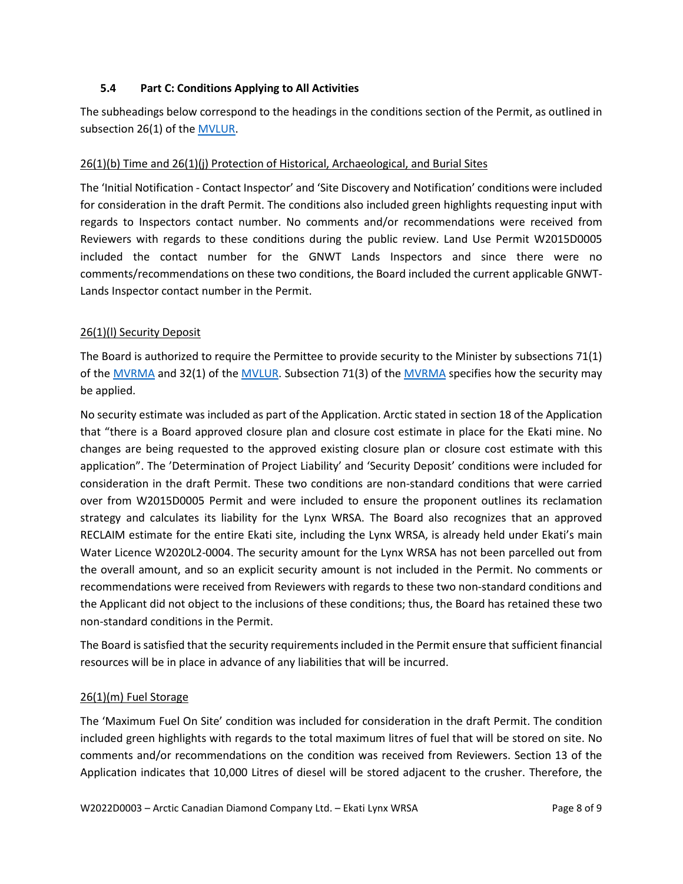### 5.4 Part C: Conditions Applying to All Activities

The subheadings below correspond to the headings in the conditions section of the Permit, as outlined in subsection 26(1) of the MVLUR.

26(1)(b) Time and 26(1)(j) Protection of Historical, Archaeological, and Burial Sites

The 'Initial Notification - Contact Inspector' and 'Site Discovery and Notification' conditions were included for consideration in the draft Permit. The conditions also included green highlights requesting input with regards to Inspectors contact number. No comments and/or recommendations were received from Reviewers with regards to these conditions during the public review. Land Use Permit W2015D0005 included the contact number for the GNWT Lands Inspectors and since there were no comments/recommendations on these two conditions, the Board included the current applicable GNWT-Lands Inspector contact number in the Permit.

26(1)(l) Security Deposit

The Board is authorized to require the Permittee to provide security to the Minister by subsections 71(1) of the MVRMA and 32(1) of the MVLUR. Subsection 71(3) of the MVRMA specifies how the security may be applied.

No security estimate was included as part of the Application. Arctic stated in section 18 of the Application that "there is a Board approved closure plan and closure cost estimate in place for the Ekati mine. No changes are being requested to the approved existing closure plan or closure cost estimate with this application". The 'Determination of Project Liability' and 'Security Deposit' conditions were included for consideration in the draft Permit. These two conditions are non-standard conditions that were carried over from W2015D0005 Permit and were included to ensure the proponent outlines its reclamation strategy and calculates its liability for the Lynx WRSA. The Board also recognizes that an approved RECLAIM estimate for the entire Ekati site, including the Lynx WRSA, is already held under Ekati's main Water Licence W2020L2-0004. The security amount for the Lynx WRSA has not been parcelled out from the overall amount, and so an explicit security amount is not included in the Permit. No comments or recommendations were received from Reviewers with regards to these two non-standard conditions and the Applicant did not object to the inclusions of these conditions; thus, the Board has retained these two non-standard conditions in the Permit.

The Board is satisfied that the security requirements included in the Permit ensure that sufficient financial resources will be in place in advance of any liabilities that will be incurred.

26(1)(m) Fuel Storage

The 'Maximum Fuel On Site' condition was included for consideration in the draft Permit. The condition included green highlights with regards to the total maximum litres of fuel that will be stored on site. No comments and/or recommendations on the condition was received from Reviewers. Section 13 of the Application indicates that 10,000 Litres of diesel will be stored adjacent to the crusher. Therefore, the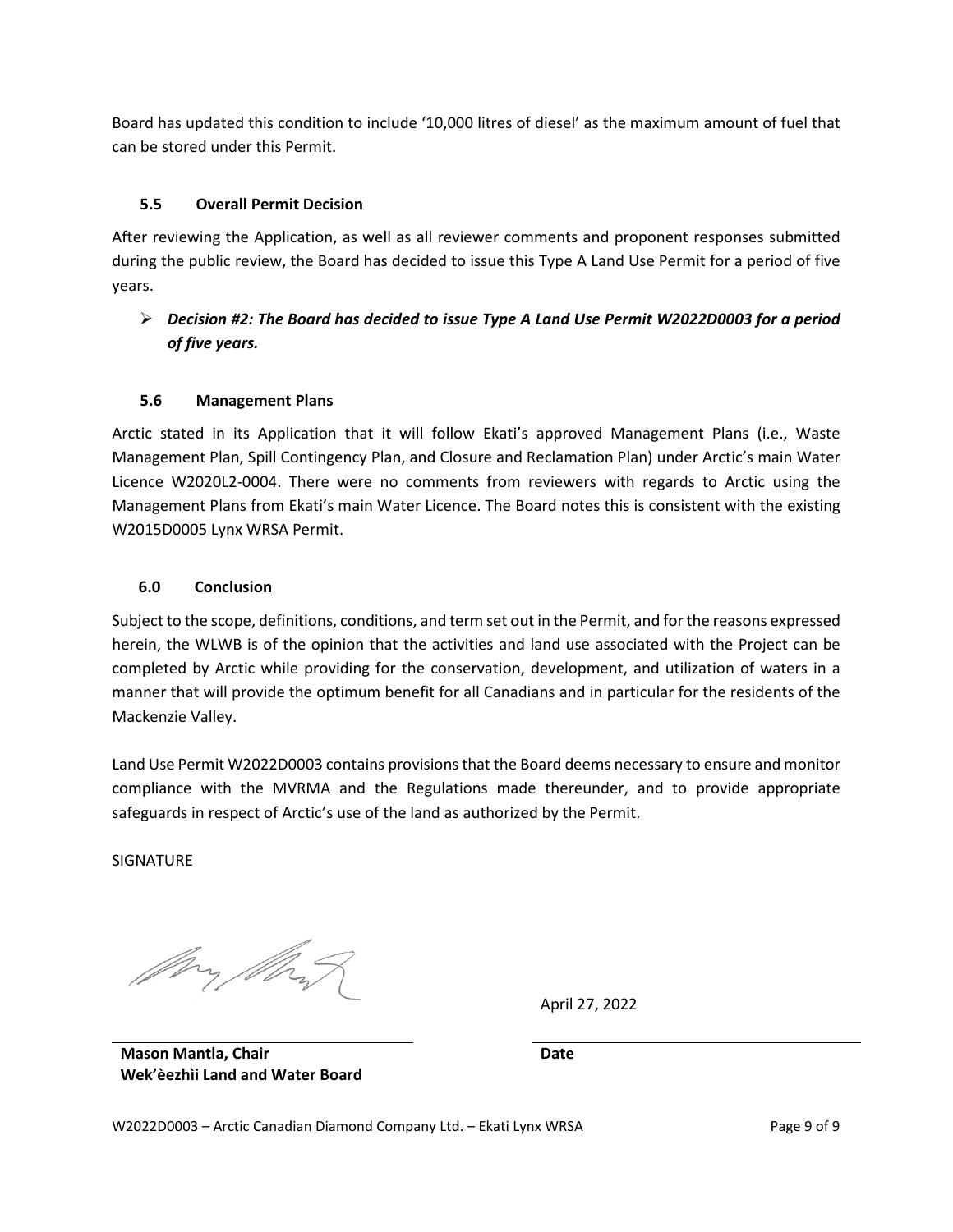Board has updated this condition to include '10,000 litres of diesel' as the maximum amount of fuel that can be stored under this Permit.

### 5.5 Overall Permit Decision

After reviewing the Application, as well as all reviewer comments and proponent responses submitted during the public review, the Board has decided to issue this Type A Land Use Permit for a period of five years.

- ***Decision #2: The Board has decided to issue Type A Land Use Permit W2022D0003 for a period of five years.***

### 5.6 Management Plans

Arctic stated in its Application that it will follow Ekati's approved Management Plans (i.e., Waste Management Plan, Spill Contingency Plan, and Closure and Reclamation Plan) under Arctic's main Water Licence W2020L2-0004. There were no comments from reviewers with regards to Arctic using the Management Plans from Ekati's main Water Licence. The Board notes this is consistent with the existing W2015D0005 Lynx WRSA Permit.

## 6.0 Conclusion

Subject to the scope, definitions, conditions, and term set out in the Permit, and for the reasons expressed herein, the WLWB is of the opinion that the activities and land use associated with the Project can be completed by Arctic while providing for the conservation, development, and utilization of waters in a manner that will provide the optimum benefit for all Canadians and in particular for the residents of the Mackenzie Valley.

Land Use Permit W2022D0003 contains provisions that the Board deems necessary to ensure and monitor compliance with the MVRMA and the Regulations made thereunder, and to provide appropriate safeguards in respect of Arctic's use of the land as authorized by the Permit.

SIGNATURE

April 27, 2022

**Mason Mantla, Chair**
**Wek'èezhìi Land and Water Board**

**Date**